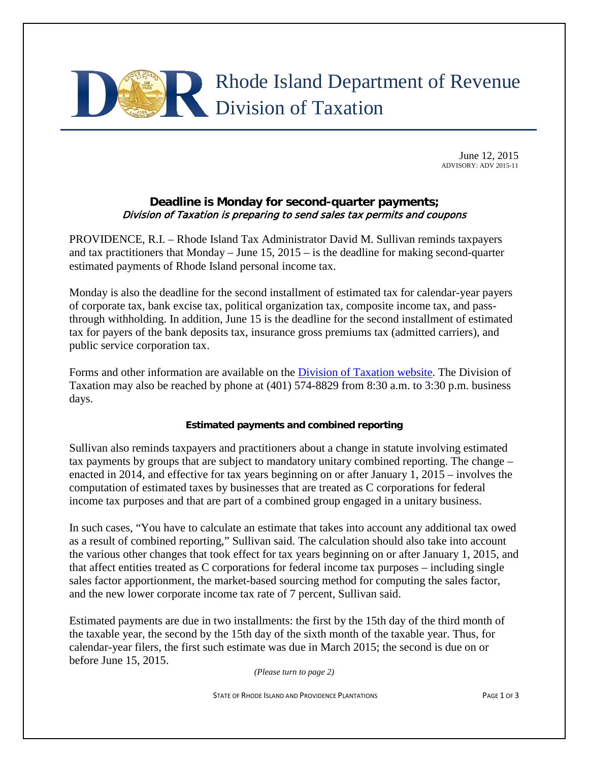# Rhode Island Department of Revenue
## Division of Taxation

June 12, 2015
ADVISORY: ADV 2015-11

### Deadline is Monday for second-quarter payments;
*Division of Taxation is preparing to send sales tax permits and coupons*

PROVIDENCE, R.I. – Rhode Island Tax Administrator David M. Sullivan reminds taxpayers and tax practitioners that Monday – June 15, 2015 – is the deadline for making second-quarter estimated payments of Rhode Island personal income tax.

Monday is also the deadline for the second installment of estimated tax for calendar-year payers of corporate tax, bank excise tax, political organization tax, composite income tax, and pass-through withholding. In addition, June 15 is the deadline for the second installment of estimated tax for payers of the bank deposits tax, insurance gross premiums tax (admitted carriers), and public service corporation tax.

Forms and other information are available on the [Division of Taxation website](). The Division of Taxation may also be reached by phone at (401) 574-8829 from 8:30 a.m. to 3:30 p.m. business days.

#### Estimated payments and combined reporting

Sullivan also reminds taxpayers and practitioners about a change in statute involving estimated tax payments by groups that are subject to mandatory unitary combined reporting. The change – enacted in 2014, and effective for tax years beginning on or after January 1, 2015 – involves the computation of estimated taxes by businesses that are treated as C corporations for federal income tax purposes and that are part of a combined group engaged in a unitary business.

In such cases, "You have to calculate an estimate that takes into account any additional tax owed as a result of combined reporting," Sullivan said. The calculation should also take into account the various other changes that took effect for tax years beginning on or after January 1, 2015, and that affect entities treated as C corporations for federal income tax purposes – including single sales factor apportionment, the market-based sourcing method for computing the sales factor, and the new lower corporate income tax rate of 7 percent, Sullivan said.

Estimated payments are due in two installments: the first by the 15th day of the third month of the taxable year, the second by the 15th day of the sixth month of the taxable year. Thus, for calendar-year filers, the first such estimate was due in March 2015; the second is due on or before June 15, 2015.

*(Please turn to page 2)*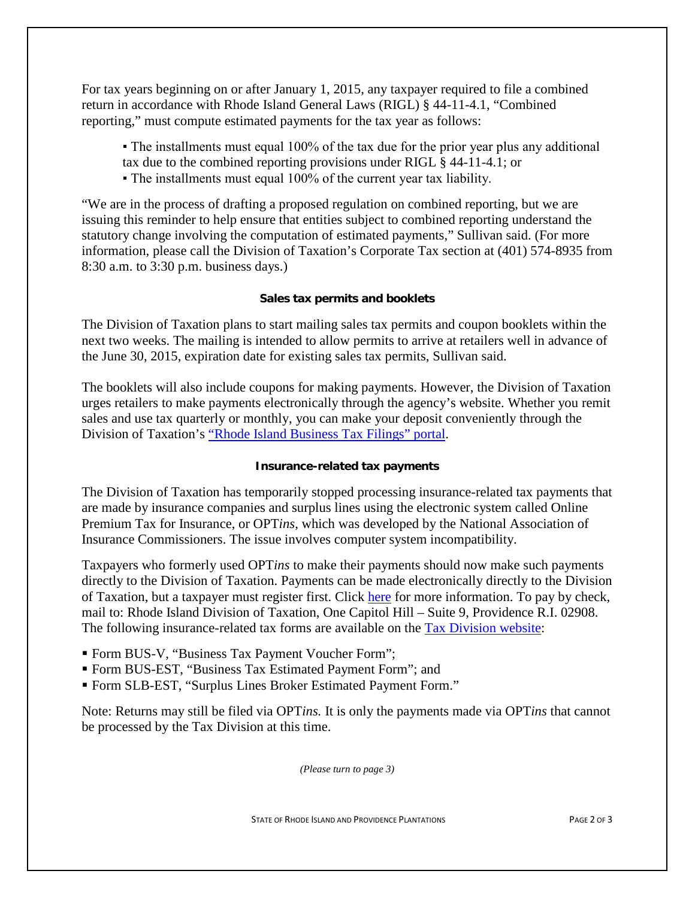For tax years beginning on or after January 1, 2015, any taxpayer required to file a combined return in accordance with Rhode Island General Laws (RIGL) § 44-11-4.1, "Combined reporting," must compute estimated payments for the tax year as follows:

- The installments must equal 100% of the tax due for the prior year plus any additional tax due to the combined reporting provisions under RIGL § 44-11-4.1; or
- The installments must equal 100% of the current year tax liability.

"We are in the process of drafting a proposed regulation on combined reporting, but we are issuing this reminder to help ensure that entities subject to combined reporting understand the statutory change involving the computation of estimated payments," Sullivan said. (For more information, please call the Division of Taxation's Corporate Tax section at (401) 574-8935 from 8:30 a.m. to 3:30 p.m. business days.)

**Sales tax permits and booklets**

The Division of Taxation plans to start mailing sales tax permits and coupon booklets within the next two weeks. The mailing is intended to allow permits to arrive at retailers well in advance of the June 30, 2015, expiration date for existing sales tax permits, Sullivan said.

The booklets will also include coupons for making payments. However, the Division of Taxation urges retailers to make payments electronically through the agency's website. Whether you remit sales and use tax quarterly or monthly, you can make your deposit conveniently through the Division of Taxation's "Rhode Island Business Tax Filings" portal.

**Insurance-related tax payments**

The Division of Taxation has temporarily stopped processing insurance-related tax payments that are made by insurance companies and surplus lines using the electronic system called Online Premium Tax for Insurance, or OPT*ins*, which was developed by the National Association of Insurance Commissioners. The issue involves computer system incompatibility.

Taxpayers who formerly used OPT*ins* to make their payments should now make such payments directly to the Division of Taxation. Payments can be made electronically directly to the Division of Taxation, but a taxpayer must register first. Click here for more information. To pay by check, mail to: Rhode Island Division of Taxation, One Capitol Hill – Suite 9, Providence R.I. 02908. The following insurance-related tax forms are available on the Tax Division website:

- Form BUS-V, "Business Tax Payment Voucher Form";
- Form BUS-EST, "Business Tax Estimated Payment Form"; and
- Form SLB-EST, "Surplus Lines Broker Estimated Payment Form."

Note: Returns may still be filed via OPT*ins.* It is only the payments made via OPT*ins* that cannot be processed by the Tax Division at this time.

*(Please turn to page 3)*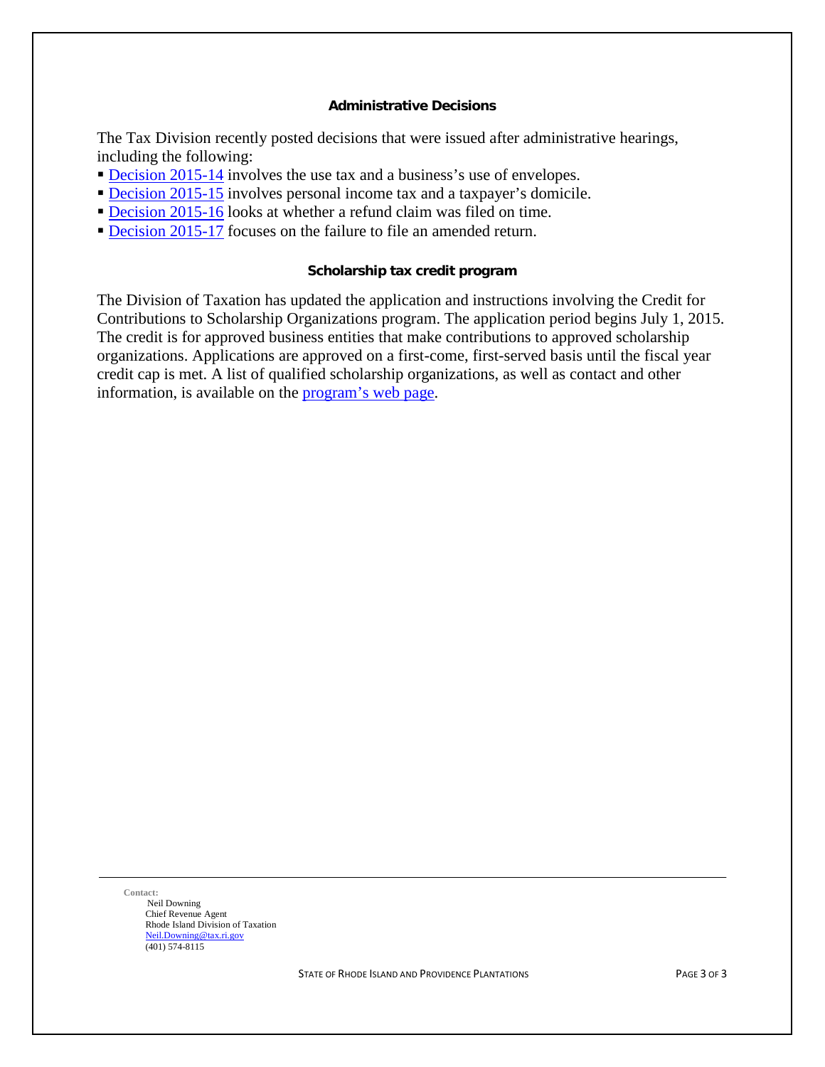### Administrative Decisions

The Tax Division recently posted decisions that were issued after administrative hearings, including the following:

- Decision 2015-14 involves the use tax and a business's use of envelopes.
- Decision 2015-15 involves personal income tax and a taxpayer's domicile.
- Decision 2015-16 looks at whether a refund claim was filed on time.
- Decision 2015-17 focuses on the failure to file an amended return.

### Scholarship tax credit program

The Division of Taxation has updated the application and instructions involving the Credit for Contributions to Scholarship Organizations program. The application period begins July 1, 2015. The credit is for approved business entities that make contributions to approved scholarship organizations. Applications are approved on a first-come, first-served basis until the fiscal year credit cap is met. A list of qualified scholarship organizations, as well as contact and other information, is available on the program's web page.

---

**Contact:**
Neil Downing
Chief Revenue Agent
Rhode Island Division of Taxation
Neil.Downing@tax.ri.gov
(401) 574-8115